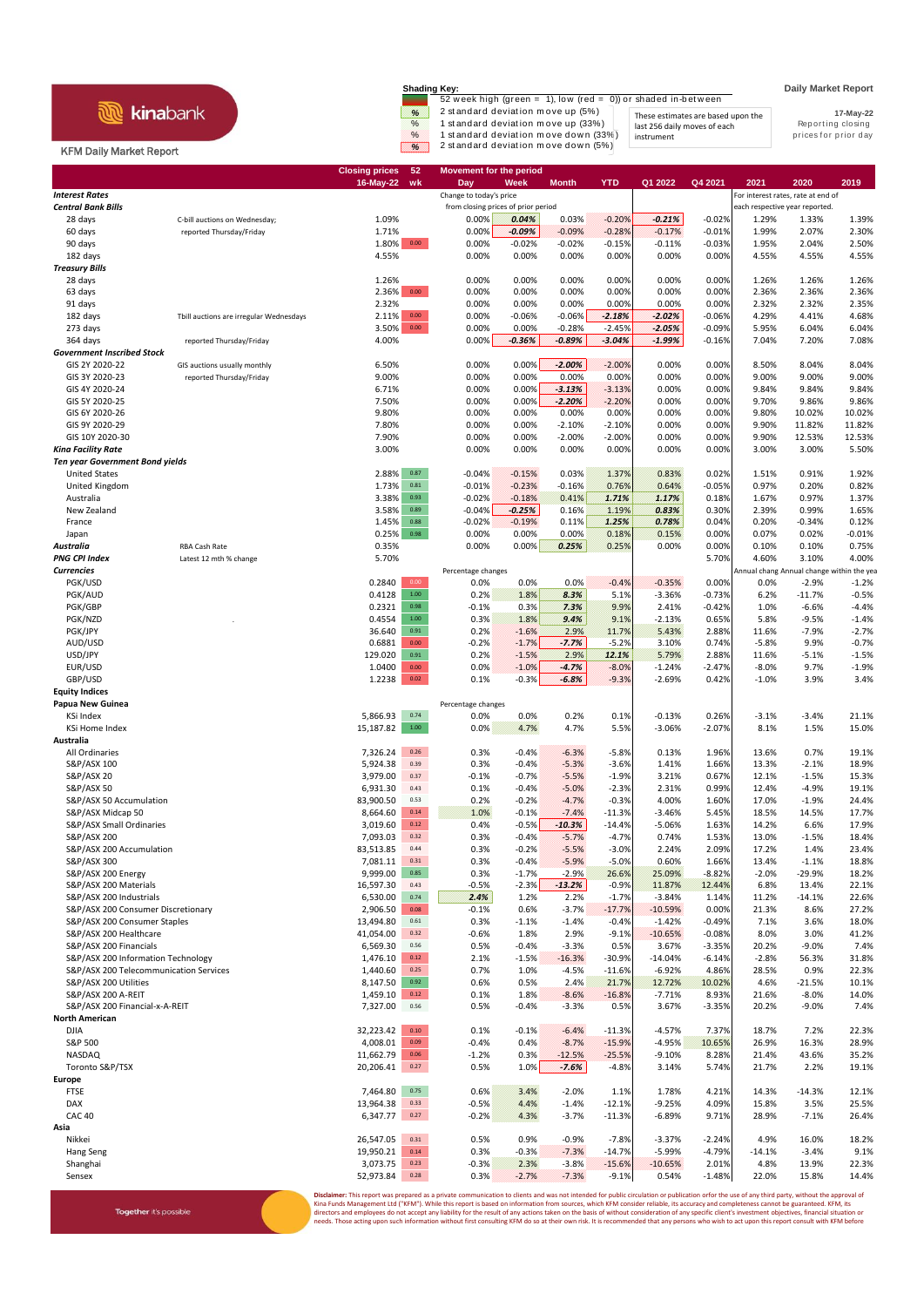kinabank

KFM Daily Market Report

**Shading Key:**

| | |
|---|---|
| | 52 week high (green = 1), low (red = 0)) or shaded in-between |
| % | 2 standard deviation move up (5%) |
| % | 1 standard deviation move up (33%) |
| % | 1 standard deviation move down (33%) |
| % | 2 standard deviation move down (5%) |

These estimates are based upon the last 256 daily moves of each instrument

Daily Market Report

17-May-22

Reporting closing prices for prior day

| | | Closing prices 16-May-22 | 52 wk | Day | Week | Month | YTD | Q1 2022 | Q4 2021 | 2021 | 2020 | 2019 |
|---|---|---|---|---|---|---|---|---|---|---|---|---|
| **Interest Rates** | | | | Change to today's price | | | | | | For interest rates, rate at end of | | |
| **Central Bank Bills** | | | | from closing prices of prior period | | | | | | each respective year reported. | | |
| 28 days | C-bill auctions on Wednesday; | 1.09% | | 0.00% | 0.04% | 0.03% | -0.20% | -0.21% | -0.02% | 1.29% | 1.33% | 1.39% |
| 60 days | reported Thursday/Friday | 1.71% | | 0.00% | -0.09% | -0.09% | -0.28% | -0.17% | -0.01% | 1.99% | 2.07% | 2.30% |
| 90 days | | 1.80% | 0.00 | 0.00% | -0.02% | -0.02% | -0.15% | -0.11% | -0.03% | 1.95% | 2.04% | 2.50% |
| 182 days | | 4.55% | | 0.00% | 0.00% | 0.00% | 0.00% | 0.00% | 0.00% | 4.55% | 4.55% | 4.55% |
| **Treasury Bills** | | | | | | | | | | | | |
| 28 days | | 1.26% | | 0.00% | 0.00% | 0.00% | 0.00% | 0.00% | 0.00% | 1.26% | 1.26% | 1.26% |
| 63 days | | 2.36% | 0.00 | 0.00% | 0.00% | 0.00% | 0.00% | 0.00% | 0.00% | 2.36% | 2.36% | 2.36% |
| 91 days | | 2.32% | | 0.00% | 0.00% | 0.00% | 0.00% | 0.00% | 0.00% | 2.32% | 2.32% | 2.35% |
| 182 days | Tbill auctions are irregular Wednesdays | 2.11% | 0.00 | 0.00% | -0.06% | -0.06% | -2.18% | -2.02% | -0.06% | 4.29% | 4.41% | 4.68% |
| 273 days | | 3.50% | 0.00 | 0.00% | -0.02% | -0.28% | -2.45% | -2.05% | -0.09% | 5.95% | 6.04% | 6.04% |
| 364 days | reported Thursday/Friday | 4.00% | | 0.00% | -0.36% | -0.89% | -3.04% | -1.99% | -0.16% | 7.04% | 7.20% | 7.08% |
| **Government Inscribed Stock** | | | | | | | | | | | | |
| GIS 2Y 2020-22 | GIS auctions usually monthly | 6.50% | | 0.00% | 0.00% | -2.00% | -2.00% | 0.00% | 0.00% | 8.50% | 8.04% | 8.04% |
| GIS 3Y 2020-23 | reported Thursday/Friday | 9.00% | | 0.00% | 0.00% | 0.00% | 0.00% | 0.00% | 0.00% | 9.00% | 9.00% | 9.00% |
| GIS 4Y 2020-24 | | 6.71% | | 0.00% | 0.00% | -3.13% | -3.13% | 0.00% | 0.00% | 9.84% | 9.84% | 9.84% |
| GIS 5Y 2020-25 | | 7.50% | | 0.00% | 0.00% | -2.20% | -2.20% | 0.00% | 0.00% | 9.70% | 9.86% | 9.86% |
| GIS 6Y 2020-26 | | 9.80% | | 0.00% | 0.00% | 0.00% | 0.00% | 0.00% | 0.00% | 9.80% | 10.02% | 10.02% |
| GIS 9Y 2020-29 | | 7.80% | | 0.00% | 0.00% | -2.10% | -2.10% | 0.00% | 0.00% | 9.90% | 11.82% | 11.82% |
| GIS 10Y 2020-30 | | 7.90% | | 0.00% | 0.00% | -2.00% | -2.00% | 0.00% | 0.00% | 9.90% | 12.53% | 12.53% |
| **Kina Facility Rate** | | 3.00% | | 0.00% | 0.00% | 0.00% | 0.00% | 0.00% | 0.00% | 3.00% | 3.00% | 5.50% |
| **Ten year Government Bond yields** | | | | | | | | | | | | |
| United States | | 2.88% | 0.87 | -0.04% | -0.15% | 0.03% | 1.37% | 0.83% | 0.02% | 1.51% | 0.91% | 1.92% |
| United Kingdom | | 1.73% | 0.81 | -0.01% | -0.23% | -0.16% | 0.76% | 0.64% | -0.05% | 0.97% | 0.20% | 0.82% |
| Australia | | 3.38% | 0.93 | -0.02% | -0.18% | 0.41% | 1.71% | 1.17% | 0.18% | 1.67% | 0.97% | 1.37% |
| New Zealand | | 3.58% | 0.89 | -0.04% | -0.25% | 0.16% | 1.19% | 0.83% | 0.30% | 2.39% | 0.99% | 1.65% |
| France | | 1.45% | 0.88 | -0.02% | -0.19% | 0.11% | 1.25% | 0.78% | 0.04% | 0.20% | -0.34% | 0.12% |
| Japan | | 0.25% | 0.98 | 0.00% | 0.00% | 0.00% | 0.18% | 0.15% | 0.00% | 0.07% | 0.02% | -0.01% |
| **Australia** | RBA Cash Rate | 0.35% | | 0.00% | 0.00% | 0.25% | 0.25% | 0.00% | 0.00% | 0.10% | 0.10% | 0.75% |
| **PNG CPI Index** | Latest 12 mth % change | 5.70% | | | | | | | 5.70% | 4.60% | 3.10% | 4.00% |
| **Currencies** | | | | Percentage changes | | | | | | Annual chang | Annual change within the yea | |
| PGK/USD | | 0.2840 | 0.00 | 0.0% | 0.0% | 0.0% | -0.4% | -0.35% | 0.00% | 0.0% | -2.9% | -1.2% |
| PGK/AUD | | 0.4128 | 1.00 | 0.2% | 1.8% | 8.3% | 5.1% | -3.36% | -0.73% | 6.2% | -11.7% | -0.5% |
| PGK/GBP | | 0.2321 | 0.98 | -0.1% | 0.3% | 7.3% | 9.9% | 2.41% | -0.42% | 1.0% | -6.6% | -4.4% |
| PGK/NZD | | 0.4554 | 1.00 | 0.3% | 1.8% | 9.4% | 9.1% | -2.13% | 0.65% | 5.8% | -9.5% | -1.4% |
| PGK/JPY | | 36.640 | 0.91 | 0.2% | -1.6% | 2.9% | 11.7% | 5.43% | 2.88% | 11.6% | -7.9% | -2.7% |
| AUD/USD | | 0.6881 | 0.00 | -0.2% | -1.7% | -7.7% | -5.2% | 3.10% | 0.74% | -5.8% | 9.9% | -0.7% |
| USD/JPY | | 129.020 | 0.91 | 0.2% | -1.5% | 2.9% | 12.1% | 5.79% | 2.88% | 11.6% | -5.1% | -1.5% |
| EUR/USD | | 1.0400 | 0.00 | 0.0% | -1.0% | -4.7% | -8.0% | -1.24% | -2.47% | -8.0% | 9.7% | -1.9% |
| GBP/USD | | 1.2238 | 0.02 | 0.1% | -0.3% | -6.8% | -9.3% | -2.69% | 0.42% | -1.0% | 3.9% | 3.4% |
| **Equity Indices** | | | | | | | | | | | | |
| **Papua New Guinea** | | | | Percentage changes | | | | | | | | |
| KSi Index | | 5,866.93 | 0.74 | 0.0% | 0.0% | 0.2% | 0.1% | -0.13% | 0.26% | -3.1% | -3.4% | 21.1% |
| KSi Home Index | | 15,187.82 | 1.00 | 0.0% | 4.7% | 4.7% | 5.5% | -3.06% | -2.07% | 8.1% | 1.5% | 15.0% |
| **Australia** | | | | | | | | | | | | |
| All Ordinaries | | 7,326.24 | 0.26 | 0.3% | -0.4% | -6.3% | -5.8% | 0.13% | 1.96% | 13.6% | 0.7% | 19.1% |
| S&P/ASX 100 | | 5,924.38 | 0.39 | 0.3% | -0.4% | -5.3% | -3.6% | 1.41% | 1.66% | 13.3% | -2.1% | 18.9% |
| S&P/ASX 20 | | 3,979.00 | 0.37 | -0.1% | -0.7% | -5.5% | -1.9% | 3.21% | 0.67% | 12.1% | -1.5% | 15.3% |
| S&P/ASX 50 | | 6,931.30 | 0.43 | 0.1% | -0.4% | -5.0% | -2.3% | 2.31% | 0.99% | 12.4% | -4.9% | 19.1% |
| S&P/ASX 50 Accumulation | | 83,900.50 | 0.53 | 0.2% | -0.2% | -4.7% | -0.3% | 4.00% | 1.60% | 17.0% | -1.9% | 24.4% |
| S&P/ASX Midcap 50 | | 8,664.60 | 0.14 | 1.0% | -0.1% | -7.4% | -11.3% | -3.46% | 5.45% | 18.5% | 14.5% | 17.7% |
| S&P/ASX Small Ordinaries | | 3,019.60 | 0.12 | 0.4% | -0.5% | -10.3% | -14.4% | -5.06% | 1.63% | 14.2% | 6.6% | 17.9% |
| S&P/ASX 200 | | 7,093.03 | 0.32 | 0.3% | -0.4% | -5.7% | -4.7% | 0.74% | 1.53% | 13.0% | -1.5% | 18.4% |
| S&P/ASX 200 Accumulation | | 83,513.85 | 0.44 | 0.3% | -0.2% | -5.5% | -3.0% | 2.24% | 2.09% | 17.2% | 1.4% | 23.4% |
| S&P/ASX 300 | | 7,081.11 | 0.31 | 0.3% | -0.4% | -5.9% | -5.0% | 0.60% | 1.66% | 13.4% | -1.1% | 18.8% |
| S&P/ASX 200 Energy | | 9,999.00 | 0.85 | 0.3% | -1.7% | -2.9% | 26.6% | 25.09% | -8.82% | -2.0% | -29.9% | 18.2% |
| S&P/ASX 200 Materials | | 16,597.30 | 0.43 | -0.5% | -2.3% | -13.2% | -0.9% | 11.87% | 12.44% | 6.8% | 13.4% | 22.1% |
| S&P/ASX 200 Industrials | | 6,530.00 | 0.74 | 2.4% | 1.2% | 2.2% | -1.7% | -3.84% | 1.14% | 11.2% | -14.1% | 22.6% |
| S&P/ASX 200 Consumer Discretionary | | 2,906.50 | 0.08 | -0.1% | 0.6% | -3.7% | -17.7% | -10.59% | 0.00% | 21.3% | 8.6% | 27.2% |
| S&P/ASX 200 Consumer Staples | | 13,494.80 | 0.61 | 0.3% | -1.1% | -1.4% | -0.4% | -1.42% | -0.49% | 7.1% | 3.6% | 18.0% |
| S&P/ASX 200 Healthcare | | 41,054.00 | 0.32 | -0.6% | 1.8% | 2.9% | -9.1% | -10.65% | -0.08% | 8.0% | 3.0% | 41.2% |
| S&P/ASX 200 Financials | | 6,569.30 | 0.56 | 0.5% | -0.4% | -3.3% | 0.5% | 3.67% | -3.35% | 20.2% | -9.0% | 7.4% |
| S&P/ASX 200 Information Technology | | 1,476.10 | 0.12 | 2.1% | -1.5% | -16.3% | -30.9% | -14.04% | -6.14% | -2.8% | 56.3% | 31.8% |
| S&P/ASX 200 Telecommunication Services | | 1,440.60 | 0.25 | 0.7% | 1.0% | -4.5% | -11.6% | -6.92% | 4.86% | 28.5% | 0.9% | 22.3% |
| S&P/ASX 200 Utilities | | 8,147.50 | 0.92 | 0.6% | 0.5% | 2.4% | 21.7% | 12.72% | 10.02% | 4.6% | -21.5% | 10.1% |
| S&P/ASX 200 A-REIT | | 1,459.10 | 0.12 | 0.1% | 1.8% | -8.6% | -16.8% | -7.71% | 8.93% | 21.6% | -8.0% | 14.0% |
| S&P/ASX 200 Financial-x-A-REIT | | 7,327.00 | 0.56 | 0.5% | -0.4% | -3.3% | 0.5% | 3.67% | -3.35% | 20.2% | -9.0% | 7.4% |
| **North American** | | | | | | | | | | | | |
| DJIA | | 32,223.42 | 0.10 | 0.1% | -0.1% | -6.4% | -11.3% | -4.57% | 7.37% | 18.7% | 7.2% | 22.3% |
| S&P 500 | | 4,008.01 | 0.09 | -0.4% | 0.4% | -8.7% | -15.9% | -4.95% | 10.65% | 26.9% | 16.3% | 28.9% |
| NASDAQ | | 11,662.79 | 0.06 | -1.2% | 0.3% | -12.5% | -25.5% | -9.10% | 8.28% | 21.4% | 43.6% | 35.2% |
| Toronto S&P/TSX | | 20,206.41 | 0.27 | 0.5% | 1.0% | -7.6% | -4.8% | 3.14% | 5.74% | 21.7% | 2.2% | 19.1% |
| **Europe** | | | | | | | | | | | | |
| FTSE | | 7,464.80 | 0.75 | 0.6% | 3.4% | -2.0% | 1.1% | 1.78% | 4.21% | 14.3% | -14.3% | 12.1% |
| DAX | | 13,964.38 | 0.33 | -0.5% | 4.4% | -1.4% | -12.1% | -9.25% | 4.09% | 15.8% | 3.5% | 25.5% |
| CAC 40 | | 6,347.77 | 0.27 | -0.2% | 4.3% | -3.7% | -11.3% | -6.89% | 9.71% | 28.9% | -7.1% | 26.4% |
| **Asia** | | | | | | | | | | | | |
| Nikkei | | 26,547.05 | 0.31 | 0.5% | 0.9% | -0.9% | -7.8% | -3.37% | -2.24% | 4.9% | 16.0% | 18.2% |
| Hang Seng | | 19,950.21 | 0.14 | 0.3% | -0.3% | -7.3% | -14.7% | -5.99% | -4.79% | -14.1% | -3.4% | 9.1% |
| Shanghai | | 3,073.75 | 0.23 | -0.3% | 2.3% | -3.8% | -15.6% | -10.65% | 2.01% | 4.8% | 13.9% | 22.3% |
| Sensex | | 52,973.84 | 0.28 | 0.3% | -2.7% | -7.3% | -9.1% | 0.54% | -1.48% | 22.0% | 15.8% | 14.4% |

Together it's possible

**Disclaimer:** This report was prepared as a private communication to clients and was not intended for public circulation or publication orfor the use of any third party, without the approval of Kina Funds Management Ltd ("KFM"). While this report is based on information from sources, which KFM consider reliable, its accuracy and completeness cannot be guaranteed. KFM, its directors and employees do not accept any liability for the result of any actions taken on the basis of without consideration of any specific client's investment objectives, financial situation or needs. Those acting upon such information without first consulting KFM do so at their own risk. It is recommended that any persons who wish to act upon this report consult with KFM before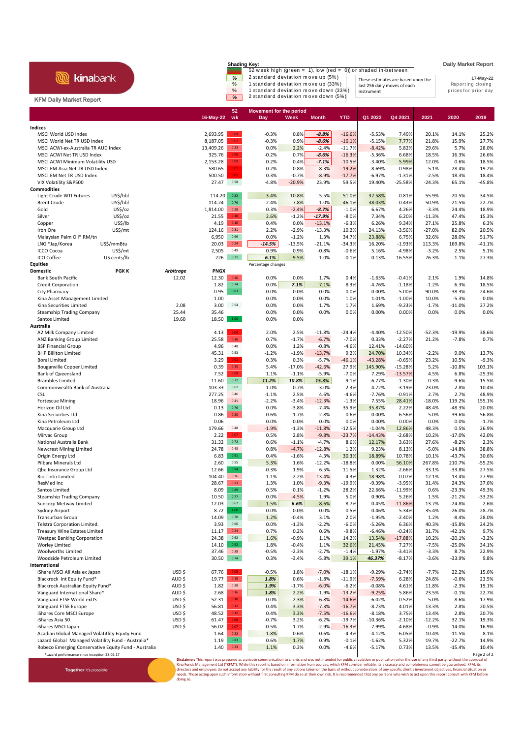kinabank

KFM Daily Market Report

**Shading Key:**

52 week high (green = 1), low (red = 0)) or shaded in-between

% 2 standard deviation move up (5%)

% 1 standard deviation move up (33%)

% 1 standard deviation move down (33%)

% 2 standard deviation move down (5%)

These estimates are based upon the last 256 daily moves of each instrument

Daily Market Report

17-May-22

Reporting closing prices for prior day

| | | | 16-May-22 | 52 wk | Day | Week | Month | YTD | Q1 2022 | Q4 2021 | 2021 | 2020 | 2019 |
|---|---|---|---|---|---|---|---|---|---|---|---|---|---|
| | | | | | Movement for the period | | | | | | | | |
| **Indices** | | | | | | | | | | | | | |
| MSCI World USD Index | | | 2,693.95 | 0.09 | -0.3% | 0.8% | -8.8% | -16.6% | -5.53% | 7.49% | 20.1% | 14.1% | 25.2% |
| MSCI World Net TR USD Index | | | 8,187.05 | 0.07 | -0.3% | 0.9% | -8.6% | -16.1% | -5.15% | 7.77% | 21.8% | 15.9% | 27.7% |
| MSCI ACWI-ex-Australia TR AUD Index | | | 13,409.26 | 0.23 | 0.0% | 2.2% | -2.4% | -11.7% | -8.42% | 5.82% | 29.6% | 5.7% | 28.0% |
| MSCI ACWI Net TR USD Index | | | 325.76 | 0.06 | -0.2% | 0.7% | -8.6% | -16.3% | -5.36% | 6.68% | 18.5% | 16.3% | 26.6% |
| MSCI ACWI Minimum Volatility USD | | | 2,153.28 | 0.09 | 0.2% | 0.4% | -7.1% | -10.5% | -3.40% | 5.99% | 12.0% | 0.6% | 18.5% |
| MSCI EM Asia Net TR USD Index | | | 580.65 | 0.03 | 0.2% | -0.8% | -8.3% | -19.2% | -8.69% | -0.98% | -5.1% | 28.4% | 19.2% |
| MSCI EM Net TR USD Index | | | 500.50 | 0.03 | 0.3% | -0.7% | -8.9% | -17.7% | -6.97% | -1.31% | -2.5% | 18.3% | 18.4% |
| VIX Volatility S&P500 | | | 27.47 | 0.58 | -4.8% | -20.9% | 23.9% | 59.5% | 19.40% | -25.58% | -24.3% | 65.1% | -45.8% |
| **Commodities** | | | | | | | | | | | | | |
| Light Crude WTI Futures | US$/bbl | | 114.20 | 0.82 | 3.4% | 10.8% | 5.5% | 51.0% | 32.58% | 0.81% | 55.9% | -20.5% | 34.5% |
| Brent Crude | US$/bbl | | 114.24 | 0.76 | 2.4% | 7.8% | 1.0% | 46.1% | 38.03% | -0.43% | 50.9% | -21.5% | 22.7% |
| Gold | US$/oz | | 1,814.00 | 0.28 | 0.3% | -2.4% | -8.7% | -1.0% | 6.67% | 4.26% | -3.3% | 24.4% | 18.9% |
| Silver | US$/oz | | 21.55 | 0.10 | 2.6% | -1.2% | -17.9% | -8.0% | 7.34% | 6.20% | -11.3% | 47.4% | 15.3% |
| Copper | US$/lb | | 4.19 | 0.16 | 0.4% | 0.0% | -13.1% | -6.3% | 6.26% | 9.34% | 27.1% | 25.8% | 6.3% |
| Iron Ore | US$/mt | | 124.16 | 0.31 | 2.2% | -2.9% | -13.3% | 10.2% | 24.13% | -3.56% | -27.0% | 82.0% | 20.5% |
| Malaysian Palm Oil* RM/tn | | | 6,950 | 0.66 | 0.0% | -1.2% | 1.3% | 34.7% | 23.88% | 6.75% | 32.6% | 28.0% | 51.7% |
| LNG *Jap/Korea | US$/mmBtu | | 20.03 | 0.24 | -14.5% | -13.5% | -21.1% | -34.3% | 16.20% | -1.93% | 113.3% | 169.8% | -41.1% |
| ICCO Cocoa | US$/mt | | 2,505 | 0.49 | 0.9% | 0.9% | -0.8% | -0.6% | 5.16% | -4.98% | -3.2% | 2.5% | 5.1% |
| ICO Coffee | US cents/lb | | 226 | 0.71 | 6.1% | 9.5% | 1.0% | -0.1% | 0.13% | 16.55% | 76.3% | -1.1% | 27.3% |
| **Equities** | | | | | Percentage changes | | | | | | | | |
| **Domestic** | **PGK K** | ***Arbitrage*** | **PNGX** | | | | | | | | | | |
| Bank South Pacific | | 12.02 | 12.30 | 0.20 | 0.0% | 0.0% | 1.7% | 0.4% | -1.63% | -0.41% | 2.1% | 1.9% | 14.8% |
| Credit Corporation | | | 1.82 | 0.74 | 0.0% | 7.1% | 7.1% | 8.3% | -4.76% | -1.18% | -1.2% | 6.3% | 18.5% |
| City Pharmacy | | | 0.95 | 0.83 | 0.0% | 0.0% | 0.0% | 0.0% | 0.00% | -5.00% | 90.0% | -38.3% | 24.6% |
| Kina Asset Management Limited | | | 1.00 | | 0.0% | 0.0% | 0.0% | 1.0% | 1.01% | -1.00% | 10.0% | -5.3% | 0.0% |
| Kina Securities Limited | | 2.08 | 3.00 | 0.54 | 0.0% | 0.0% | 1.7% | 1.7% | 1.69% | -9.23% | -1.7% | -11.0% | 27.2% |
| Steamship Trading Company | | 25.44 | 35.46 | | 0.0% | 0.0% | 0.0% | 0.0% | 0.00% | 0.00% | 0.0% | 0.0% | 0.0% |
| Santos Limited | | 19.60 | 18.50 | 1.00 | 0.0% | 0.0% | | | | | | | |
| **Australia** | | | | | | | | | | | | | |
| A2 Milk Company Limited | | | 4.13 | 0.04 | 2.0% | 2.5% | -11.8% | -24.4% | -4.40% | -12.50% | -52.3% | -19.9% | 38.6% |
| ANZ Banking Group Limited | | | 25.58 | 0.16 | 0.7% | -1.7% | -6.7% | -7.0% | 0.33% | -2.27% | 21.2% | -7.8% | 0.7% |
| BSP Financial Group | | | 4.96 | 0.48 | 0.0% | 1.2% | -0.8% | -4.6% | 12.41% | -14.60% | | | |
| BHP Billiton Limited | | | 45.31 | 0.53 | -1.2% | -1.9% | -13.7% | 9.2% | 24.70% | 10.34% | -2.2% | 9.0% | 13.7% |
| Boral Limited | | | 3.29 | 0.01 | 0.3% | 0.3% | -5.7% | -46.1% | -43.28% | -0.65% | 23.2% | 10.5% | -9.3% |
| Bouganville Copper Limited | | | 0.39 | 0.15 | 5.4% | -17.0% | -42.6% | 27.9% | 145.90% | -15.28% | 5.2% | -10.8% | 103.1% |
| Bank of Queensland | | | 7.52 | 0.09 | 1.1% | -1.1% | -5.9% | -7.0% | 7.29% | -13.57% | 4.5% | 6.8% | -25.3% |
| Brambles Limited | | | 11.60 | 0.72 | 11.2% | 10.8% | 15.3% | 9.1% | -6.77% | -1.30% | 0.3% | -9.6% | 15.5% |
| Commonwealth Bank of Australia | | | 103.33 | 0.61 | 1.0% | 0.7% | -3.0% | 2.3% | 4.72% | -3.19% | 23.0% | 2.8% | 10.4% |
| CSL | | | 277.25 | 0.46 | -1.1% | 2.5% | 4.6% | -4.6% | -7.76% | -0.91% | 2.7% | 2.7% | 48.9% |
| Fortescue Mining | | | 18.96 | 0.41 | -2.2% | -3.4% | -12.3% | -1.3% | 7.55% | 28.41% | -18.0% | 119.2% | 155.1% |
| Horizon Oil Ltd | | | 0.13 | 0.76 | 0.0% | -3.8% | -7.4% | 35.9% | 35.87% | 2.22% | 48.4% | -48.3% | 20.0% |
| Kina Securities Ltd | | | 0.86 | 0.20 | 0.6% | -1.7% | -2.8% | 0.6% | 0.00% | -6.56% | -5.0% | -39.6% | 56.8% |
| Kina Petroleum Ltd | | | 0.06 | | 0.0% | 0.0% | 0.0% | 0.0% | 0.00% | 0.00% | 0.0% | 0.0% | -1.7% |
| Macquarie Group Ltd | | | 179.66 | 0.48 | -1.9% | -1.3% | -11.8% | -12.5% | -1.04% | 12.86% | 48.3% | 0.5% | 26.9% |
| Mirvac Group | | | 2.22 | 0.07 | 0.5% | 2.8% | -9.8% | -23.7% | -14.43% | -2.68% | 10.2% | -17.0% | 42.0% |
| National Australia Bank | | | 31.32 | 0.72 | 0.6% | -1.1% | -4.7% | 8.6% | 12.17% | 3.63% | 27.6% | -8.2% | 2.3% |
| Newcrest Mining Limited | | | 24.78 | 0.45 | 0.8% | -4.7% | -12.8% | 1.2% | 9.23% | 8.13% | -5.0% | -14.8% | 38.8% |
| Origin Energy Ltd | | | 6.83 | 0.91 | 0.4% | -1.6% | 4.3% | 30.3% | 18.89% | 10.78% | 10.1% | -43.7% | 30.6% |
| Pilbara Minerals Ltd | | | 2.60 | 0.55 | 5.3% | 1.6% | -12.2% | -18.8% | 0.00% | 56.10% | 267.8% | 210.7% | -55.2% |
| Qbe Insurance Group Ltd | | | 12.66 | 0.94 | -0.3% | 1.9% | 6.5% | 11.5% | 1.32% | -2.66% | 33.1% | -33.8% | 27.5% |
| Rio Tinto Limited | | | 104.40 | 0.36 | -1.1% | -2.2% | -13.4% | 4.3% | 18.98% | -0.07% | -12.1% | 13.4% | 27.9% |
| ResMed Inc | | | 28.67 | 0.23 | 1.3% | 1.0% | -9.3% | -19.9% | -9.39% | -3.95% | 31.4% | 24.3% | 37.6% |
| Santos Limited | | | 8.09 | 0.89 | 0.5% | 0.1% | -1.2% | 28.2% | 22.66% | -11.99% | 0.6% | -23.3% | 49.3% |
| Steamship Trading Company | | | 10.50 | 0.77 | 0.0% | -4.5% | 1.9% | 5.0% | 0.90% | 5.26% | 1.5% | -21.2% | -33.2% |
| Suncorp Metway Limited | | | 12.03 | 0.67 | 1.5% | 6.6% | 8.6% | 8.7% | 0.45% | -11.86% | 13.7% | -24.8% | 2.6% |
| Sydney Airport | | | 8.72 | 1.00 | 0.0% | 0.0% | 0.0% | 0.5% | 0.46% | 5.34% | 35.4% | -26.0% | 28.7% |
| Transurban Group | | | 14.09 | 0.70 | 1.2% | -0.4% | 3.1% | 2.0% | -1.95% | -2.40% | 1.2% | -8.4% | 28.0% |
| Telstra Corporation Limited. | | | 3.93 | 0.60 | 0.0% | -1.3% | -2.2% | -6.0% | -5.26% | 6.36% | 40.3% | -15.8% | 24.2% |
| Treasury Wine Estates Limited | | | 11.17 | 0.24 | 0.7% | 0.2% | 0.6% | -9.8% | -6.46% | -0.24% | 31.7% | -42.1% | 9.7% |
| Westpac Banking Corporation | | | 24.38 | 0.62 | 1.6% | -0.9% | 1.1% | 14.2% | 13.54% | -17.88% | 10.2% | -20.1% | -3.2% |
| Worley Limited | | | 14.10 | 0.92 | 1.8% | -0.4% | 1.1% | 32.6% | 21.45% | 7.27% | -7.5% | -25.0% | 34.1% |
| Woolworths Limited | | | 37.46 | 0.38 | -0.5% | -2.3% | -2.7% | -1.4% | -1.97% | -3.41% | -3.3% | 8.7% | 22.9% |
| Woodside Petroleum Limited | | | 30.50 | 0.74 | 0.3% | -3.4% | -5.8% | 39.1% | 46.37% | -8.17% | -3.6% | -33.9% | 9.8% |
| **International** | | | | | | | | | | | | | |
| iShare MSCI All Asia ex Japan | | USD $ | 67.76 | 0.05 | -0.5% | 1.8% | -7.0% | -18.1% | -9.29% | -2.74% | -7.7% | 22.2% | 15.6% |
| Blackrock Int Equity Fund* | | AUD $ | 19.77 | 0.18 | 1.8% | 0.6% | -1.8% | -11.9% | -7.59% | 6.28% | 24.8% | -0.6% | 23.5% |
| Blackrock Australian Equity Fund* | | AUD $ | 1.82 | 0.38 | 1.9% | -1.7% | -6.0% | -6.2% | -0.08% | 4.61% | 11.8% | -2.3% | 19.1% |
| Vanguard International Share* | | AUD $ | 2.68 | 0.16 | 1.8% | 2.2% | -1.9% | -13.2% | -9.25% | 5.86% | 23.5% | -0.1% | 22.7% |
| Vanguard FTSE World exUS | | USD $ | 52.31 | 0.10 | 0.0% | 2.3% | -6.8% | -14.6% | -6.02% | 0.52% | 5.0% | 8.6% | 17.9% |
| Vanguard FTSE Europe | | USD $ | 56.81 | 0.12 | 0.4% | 3.3% | -7.3% | -16.7% | -8.73% | 4.01% | 13.3% | 2.8% | 20.5% |
| iShares Core MSCI Europe | | USD $ | 48.52 | 0.12 | 0.4% | 3.3% | -7.5% | -16.6% | -8.18% | 3.75% | 13.4% | 2.8% | 20.7% |
| iShares Asia 50 | | USD $ | 61.47 | 0.06 | -0.7% | 3.2% | -6.2% | -19.7% | -10.36% | -2.10% | -12.2% | 32.1% | 19.3% |
| iShares MSCI Japan | | USD $ | 56.02 | 0.07 | -0.5% | 1.7% | -2.9% | -16.3% | -7.99% | -4.68% | -0.9% | 14.0% | 16.9% |
| Acadian Global Managed Volatitlity Equity Fund | | | 1.64 | 0.22 | 1.8% | 0.6% | -0.6% | -4.3% | -4.12% | -6.05% | 10.4% | -11.5% | 8.1% |
| Lazard Global Managed Volatility Fund - Australia* | | | 1.19 | 0.83 | 0.6% | 1.7% | 0.9% | -0.1% | -1.62% | 5.32% | 19.7% | -22.7% | 14.9% |
| Robeco Emerging Conservative Equity Fund - Australia | | | 1.40 | 0.23 | 1.1% | 0.3% | 0.0% | -4.6% | -5.17% | 0.73% | 13.5% | -15.4% | 10.4% |

*Lazard performance since inception 28.02.17

**Disclaimer:** This report was prepared as a private communication to clients and was not intended for public circulation or publication orfor the use of any third party, without the approval of Kina Funds Management Ltd ("KFM"). While this report is based on information from sources, which KFM consider reliable, its a ccuracy and completeness cannot be guaranteed. KFM, its directors and employees do not accept any liability for the result of any actions taken on the basis of without consideration of any specific client's investment objectives, financial situation or needs. Those acting upon such information without first consulting KFM do so at their own risk. It is recommended that any pe rsons who wish to act upon this report consult with KFM before doing so.

Together it's possible